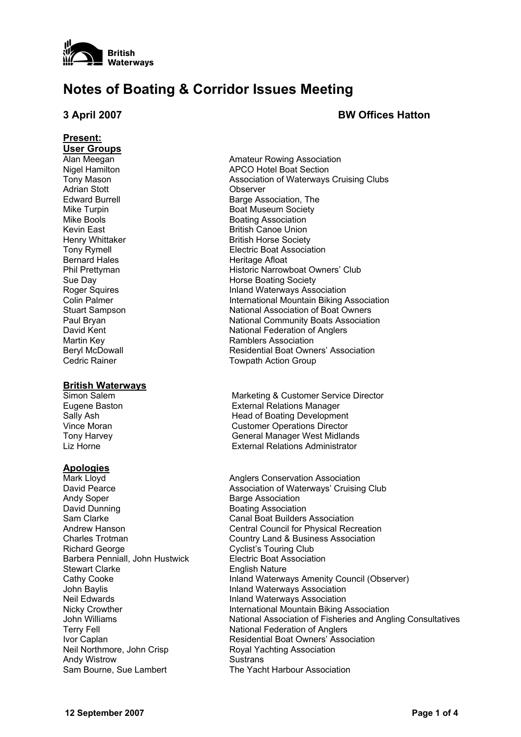British Waterways

# Notes of Boating & Corridor Issues Meeting

**3 April 2007** **BW Offices Hatton**

**Present:**

**User Groups**

| | |
|---|---|
| Alan Meegan | Amateur Rowing Association |
| Nigel Hamilton | APCO Hotel Boat Section |
| Tony Mason | Association of Waterways Cruising Clubs |
| Adrian Stott | Observer |
| Edward Burrell | Barge Association, The |
| Mike Turpin | Boat Museum Society |
| Mike Bools | Boating Association |
| Kevin East | British Canoe Union |
| Henry Whittaker | British Horse Society |
| Tony Rymell | Electric Boat Association |
| Bernard Hales | Heritage Afloat |
| Phil Prettyman | Historic Narrowboat Owners' Club |
| Sue Day | Horse Boating Society |
| Roger Squires | Inland Waterways Association |
| Colin Palmer | International Mountain Biking Association |
| Stuart Sampson | National Association of Boat Owners |
| Paul Bryan | National Community Boats Association |
| David Kent | National Federation of Anglers |
| Martin Key | Ramblers Association |
| Beryl McDowall | Residential Boat Owners' Association |
| Cedric Rainer | Towpath Action Group |

**British Waterways**

| | |
|---|---|
| Simon Salem | Marketing & Customer Service Director |
| Eugene Baston | External Relations Manager |
| Sally Ash | Head of Boating Development |
| Vince Moran | Customer Operations Director |
| Tony Harvey | General Manager West Midlands |
| Liz Horne | External Relations Administrator |

**Apologies**

| | |
|---|---|
| Mark Lloyd | Anglers Conservation Association |
| David Pearce | Association of Waterways' Cruising Club |
| Andy Soper | Barge Association |
| David Dunning | Boating Association |
| Sam Clarke | Canal Boat Builders Association |
| Andrew Hanson | Central Council for Physical Recreation |
| Charles Trotman | Country Land & Business Association |
| Richard George | Cyclist's Touring Club |
| Barbera Penniall, John Hustwick | Electric Boat Association |
| Stewart Clarke | English Nature |
| Cathy Cooke | Inland Waterways Amenity Council (Observer) |
| John Baylis | Inland Waterways Association |
| Neil Edwards | Inland Waterways Association |
| Nicky Crowther | International Mountain Biking Association |
| John Williams | National Association of Fisheries and Angling Consultatives |
| Terry Fell | National Federation of Anglers |
| Ivor Caplan | Residential Boat Owners' Association |
| Neil Northmore, John Crisp | Royal Yachting Association |
| Andy Wistrow | Sustrans |
| Sam Bourne, Sue Lambert | The Yacht Harbour Association |

**12 September 2007**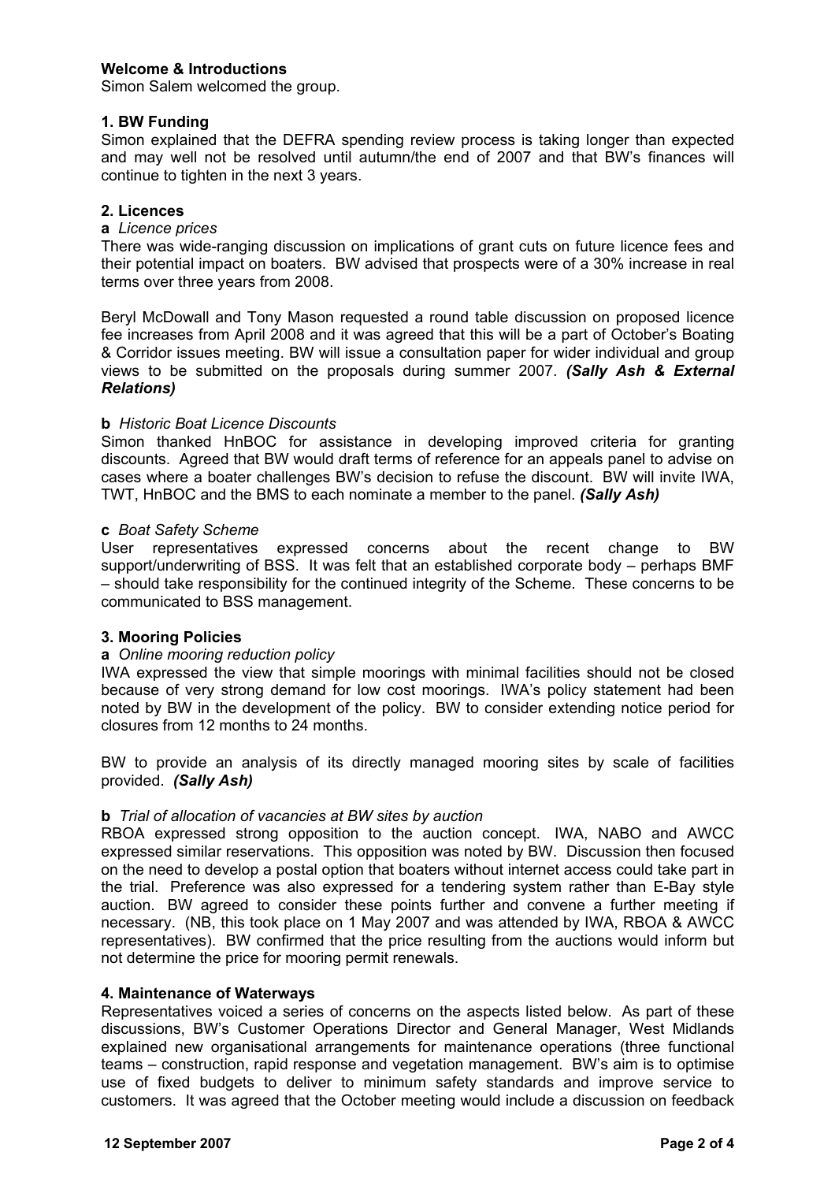**Welcome & Introductions**

Simon Salem welcomed the group.

**1. BW Funding**

Simon explained that the DEFRA spending review process is taking longer than expected and may well not be resolved until autumn/the end of 2007 and that BW's finances will continue to tighten in the next 3 years.

**2. Licences**

**a** *Licence prices*

There was wide-ranging discussion on implications of grant cuts on future licence fees and their potential impact on boaters. BW advised that prospects were of a 30% increase in real terms over three years from 2008.

Beryl McDowall and Tony Mason requested a round table discussion on proposed licence fee increases from April 2008 and it was agreed that this will be a part of October's Boating & Corridor issues meeting. BW will issue a consultation paper for wider individual and group views to be submitted on the proposals during summer 2007. ***(Sally Ash & External Relations)***

**b** *Historic Boat Licence Discounts*

Simon thanked HnBOC for assistance in developing improved criteria for granting discounts. Agreed that BW would draft terms of reference for an appeals panel to advise on cases where a boater challenges BW's decision to refuse the discount. BW will invite IWA, TWT, HnBOC and the BMS to each nominate a member to the panel. ***(Sally Ash)***

**c** *Boat Safety Scheme*

User representatives expressed concerns about the recent change to BW support/underwriting of BSS. It was felt that an established corporate body – perhaps BMF – should take responsibility for the continued integrity of the Scheme. These concerns to be communicated to BSS management.

**3. Mooring Policies**

**a** *Online mooring reduction policy*

IWA expressed the view that simple moorings with minimal facilities should not be closed because of very strong demand for low cost moorings. IWA's policy statement had been noted by BW in the development of the policy. BW to consider extending notice period for closures from 12 months to 24 months.

BW to provide an analysis of its directly managed mooring sites by scale of facilities provided. ***(Sally Ash)***

**b** *Trial of allocation of vacancies at BW sites by auction*

RBOA expressed strong opposition to the auction concept. IWA, NABO and AWCC expressed similar reservations. This opposition was noted by BW. Discussion then focused on the need to develop a postal option that boaters without internet access could take part in the trial. Preference was also expressed for a tendering system rather than E-Bay style auction. BW agreed to consider these points further and convene a further meeting if necessary. (NB, this took place on 1 May 2007 and was attended by IWA, RBOA & AWCC representatives). BW confirmed that the price resulting from the auctions would inform but not determine the price for mooring permit renewals.

**4. Maintenance of Waterways**

Representatives voiced a series of concerns on the aspects listed below. As part of these discussions, BW's Customer Operations Director and General Manager, West Midlands explained new organisational arrangements for maintenance operations (three functional teams – construction, rapid response and vegetation management. BW's aim is to optimise use of fixed budgets to deliver to minimum safety standards and improve service to customers. It was agreed that the October meeting would include a discussion on feedback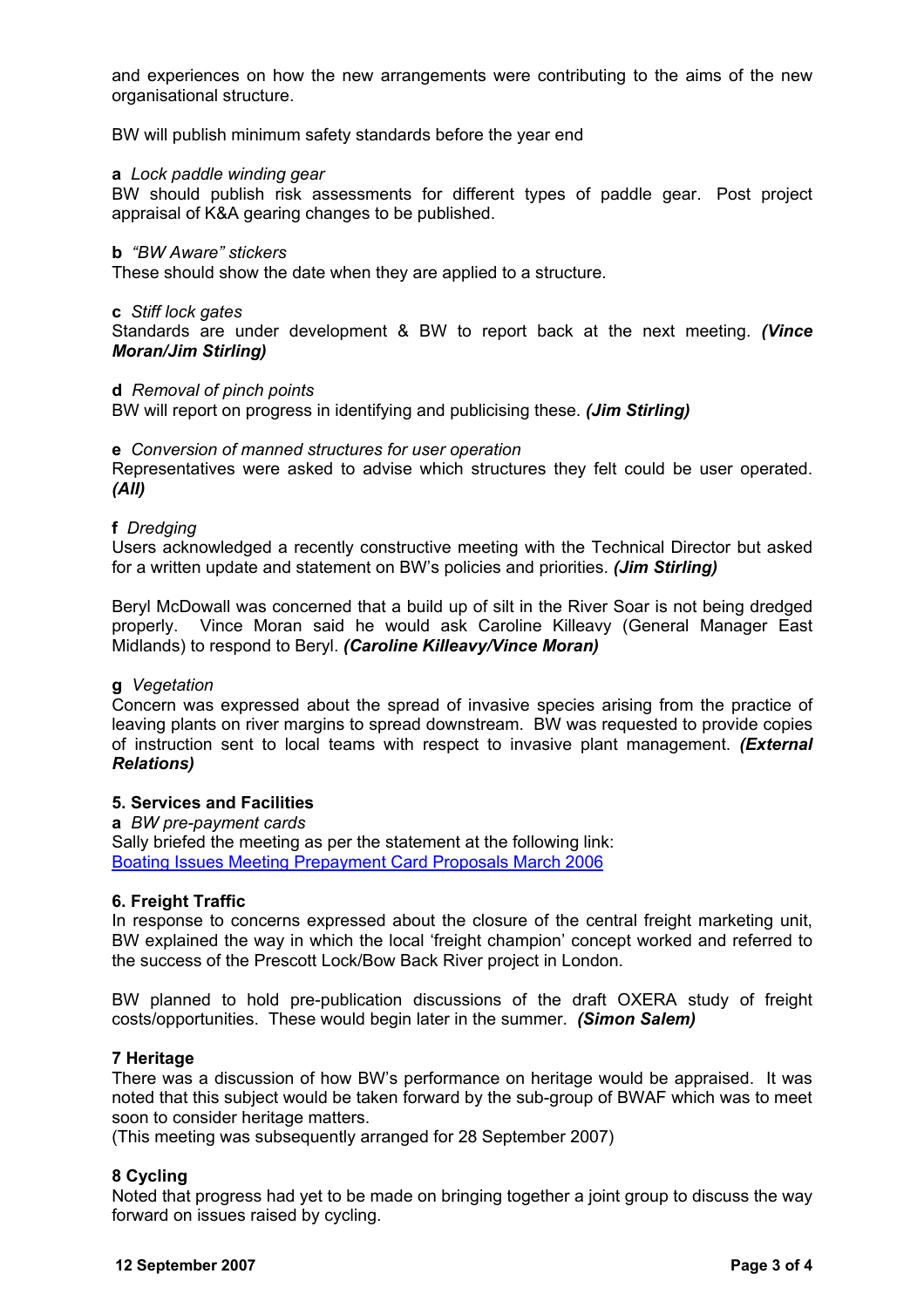and experiences on how the new arrangements were contributing to the aims of the new organisational structure.

BW will publish minimum safety standards before the year end

**a** *Lock paddle winding gear*
BW should publish risk assessments for different types of paddle gear. Post project appraisal of K&A gearing changes to be published.

**b** *"BW Aware" stickers*
These should show the date when they are applied to a structure.

**c** *Stiff lock gates*
Standards are under development & BW to report back at the next meeting. ***(Vince Moran/Jim Stirling)***

**d** *Removal of pinch points*
BW will report on progress in identifying and publicising these. ***(Jim Stirling)***

**e** *Conversion of manned structures for user operation*
Representatives were asked to advise which structures they felt could be user operated. ***(All)***

**f** *Dredging*
Users acknowledged a recently constructive meeting with the Technical Director but asked for a written update and statement on BW's policies and priorities. ***(Jim Stirling)***

Beryl McDowall was concerned that a build up of silt in the River Soar is not being dredged properly. Vince Moran said he would ask Caroline Killeavy (General Manager East Midlands) to respond to Beryl. ***(Caroline Killeavy/Vince Moran)***

**g** *Vegetation*
Concern was expressed about the spread of invasive species arising from the practice of leaving plants on river margins to spread downstream. BW was requested to provide copies of instruction sent to local teams with respect to invasive plant management. ***(External Relations)***

## 5. Services and Facilities

**a** *BW pre-payment cards*
Sally briefed the meeting as per the statement at the following link:
Boating Issues Meeting Prepayment Card Proposals March 2006

## 6. Freight Traffic

In response to concerns expressed about the closure of the central freight marketing unit, BW explained the way in which the local 'freight champion' concept worked and referred to the success of the Prescott Lock/Bow Back River project in London.

BW planned to hold pre-publication discussions of the draft OXERA study of freight costs/opportunities. These would begin later in the summer. ***(Simon Salem)***

## 7 Heritage

There was a discussion of how BW's performance on heritage would be appraised. It was noted that this subject would be taken forward by the sub-group of BWAF which was to meet soon to consider heritage matters.
(This meeting was subsequently arranged for 28 September 2007)

## 8 Cycling

Noted that progress had yet to be made on bringing together a joint group to discuss the way forward on issues raised by cycling.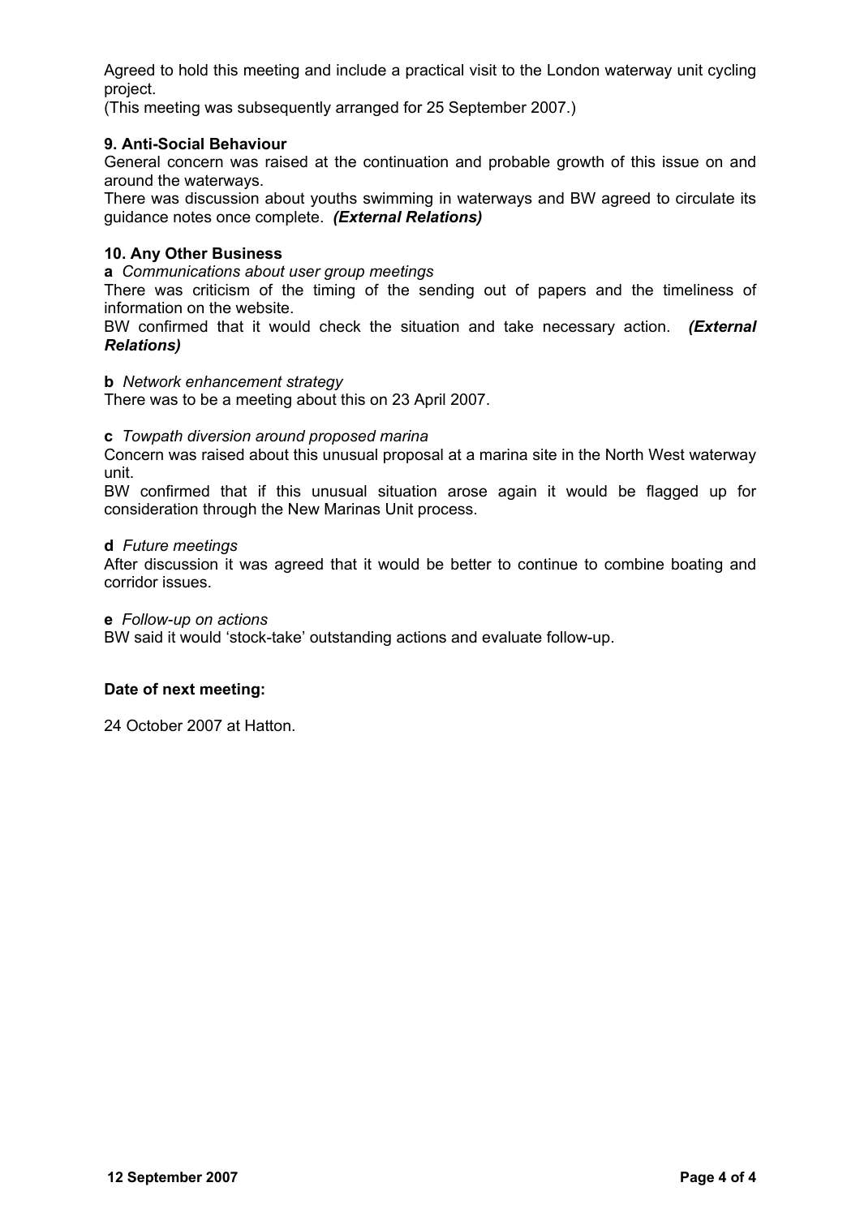Agreed to hold this meeting and include a practical visit to the London waterway unit cycling project.
(This meeting was subsequently arranged for 25 September 2007.)

**9. Anti-Social Behaviour**

General concern was raised at the continuation and probable growth of this issue on and around the waterways.
There was discussion about youths swimming in waterways and BW agreed to circulate its guidance notes once complete. ***(External Relations)***

**10. Any Other Business**

**a** *Communications about user group meetings*
There was criticism of the timing of the sending out of papers and the timeliness of information on the website.
BW confirmed that it would check the situation and take necessary action. ***(External Relations)***

**b** *Network enhancement strategy*
There was to be a meeting about this on 23 April 2007.

**c** *Towpath diversion around proposed marina*
Concern was raised about this unusual proposal at a marina site in the North West waterway unit.
BW confirmed that if this unusual situation arose again it would be flagged up for consideration through the New Marinas Unit process.

**d** *Future meetings*
After discussion it was agreed that it would be better to continue to combine boating and corridor issues.

**e** *Follow-up on actions*
BW said it would 'stock-take' outstanding actions and evaluate follow-up.

**Date of next meeting:**

24 October 2007 at Hatton.

**12 September 2007**